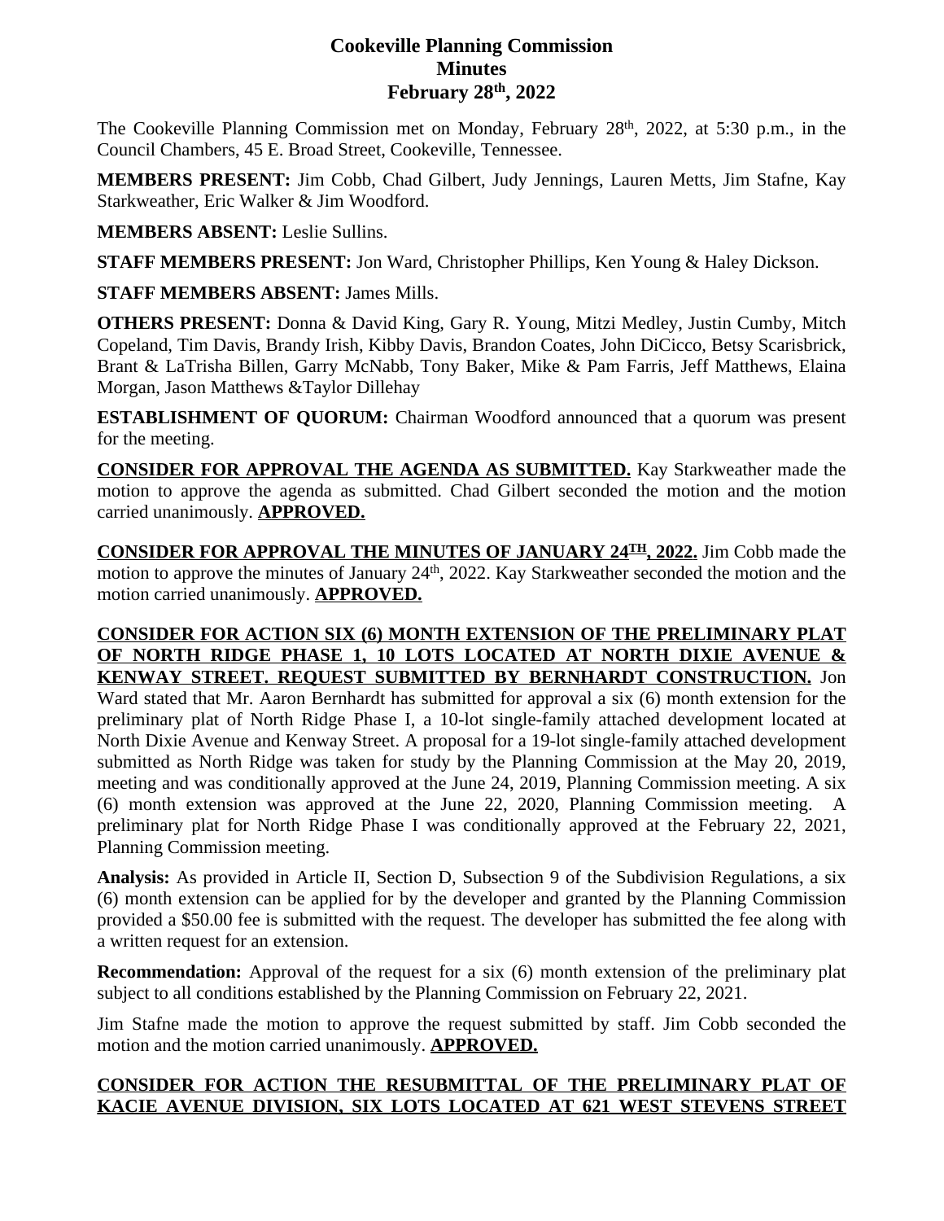# Cookeville Planning Commission
## Minutes
## February 28th, 2022

The Cookeville Planning Commission met on Monday, February 28th, 2022, at 5:30 p.m., in the Council Chambers, 45 E. Broad Street, Cookeville, Tennessee.

**MEMBERS PRESENT:** Jim Cobb, Chad Gilbert, Judy Jennings, Lauren Metts, Jim Stafne, Kay Starkweather, Eric Walker & Jim Woodford.

**MEMBERS ABSENT:** Leslie Sullins.

**STAFF MEMBERS PRESENT:** Jon Ward, Christopher Phillips, Ken Young & Haley Dickson.

**STAFF MEMBERS ABSENT:** James Mills.

**OTHERS PRESENT:** Donna & David King, Gary R. Young, Mitzi Medley, Justin Cumby, Mitch Copeland, Tim Davis, Brandy Irish, Kibby Davis, Brandon Coates, John DiCicco, Betsy Scarisbrick, Brant & LaTrisha Billen, Garry McNabb, Tony Baker, Mike & Pam Farris, Jeff Matthews, Elaina Morgan, Jason Matthews &Taylor Dillehay

**ESTABLISHMENT OF QUORUM:** Chairman Woodford announced that a quorum was present for the meeting.

**CONSIDER FOR APPROVAL THE AGENDA AS SUBMITTED.** Kay Starkweather made the motion to approve the agenda as submitted. Chad Gilbert seconded the motion and the motion carried unanimously. **APPROVED.**

**CONSIDER FOR APPROVAL THE MINUTES OF JANUARY 24TH, 2022.** Jim Cobb made the motion to approve the minutes of January 24th, 2022. Kay Starkweather seconded the motion and the motion carried unanimously. **APPROVED.**

**CONSIDER FOR ACTION SIX (6) MONTH EXTENSION OF THE PRELIMINARY PLAT OF NORTH RIDGE PHASE 1, 10 LOTS LOCATED AT NORTH DIXIE AVENUE & KENWAY STREET. REQUEST SUBMITTED BY BERNHARDT CONSTRUCTION.** Jon Ward stated that Mr. Aaron Bernhardt has submitted for approval a six (6) month extension for the preliminary plat of North Ridge Phase I, a 10-lot single-family attached development located at North Dixie Avenue and Kenway Street. A proposal for a 19-lot single-family attached development submitted as North Ridge was taken for study by the Planning Commission at the May 20, 2019, meeting and was conditionally approved at the June 24, 2019, Planning Commission meeting. A six (6) month extension was approved at the June 22, 2020, Planning Commission meeting. A preliminary plat for North Ridge Phase I was conditionally approved at the February 22, 2021, Planning Commission meeting.

**Analysis:** As provided in Article II, Section D, Subsection 9 of the Subdivision Regulations, a six (6) month extension can be applied for by the developer and granted by the Planning Commission provided a $50.00 fee is submitted with the request. The developer has submitted the fee along with a written request for an extension.

**Recommendation:** Approval of the request for a six (6) month extension of the preliminary plat subject to all conditions established by the Planning Commission on February 22, 2021.

Jim Stafne made the motion to approve the request submitted by staff. Jim Cobb seconded the motion and the motion carried unanimously. **APPROVED.**

**CONSIDER FOR ACTION THE RESUBMITTAL OF THE PRELIMINARY PLAT OF KACIE AVENUE DIVISION, SIX LOTS LOCATED AT 621 WEST STEVENS STREET**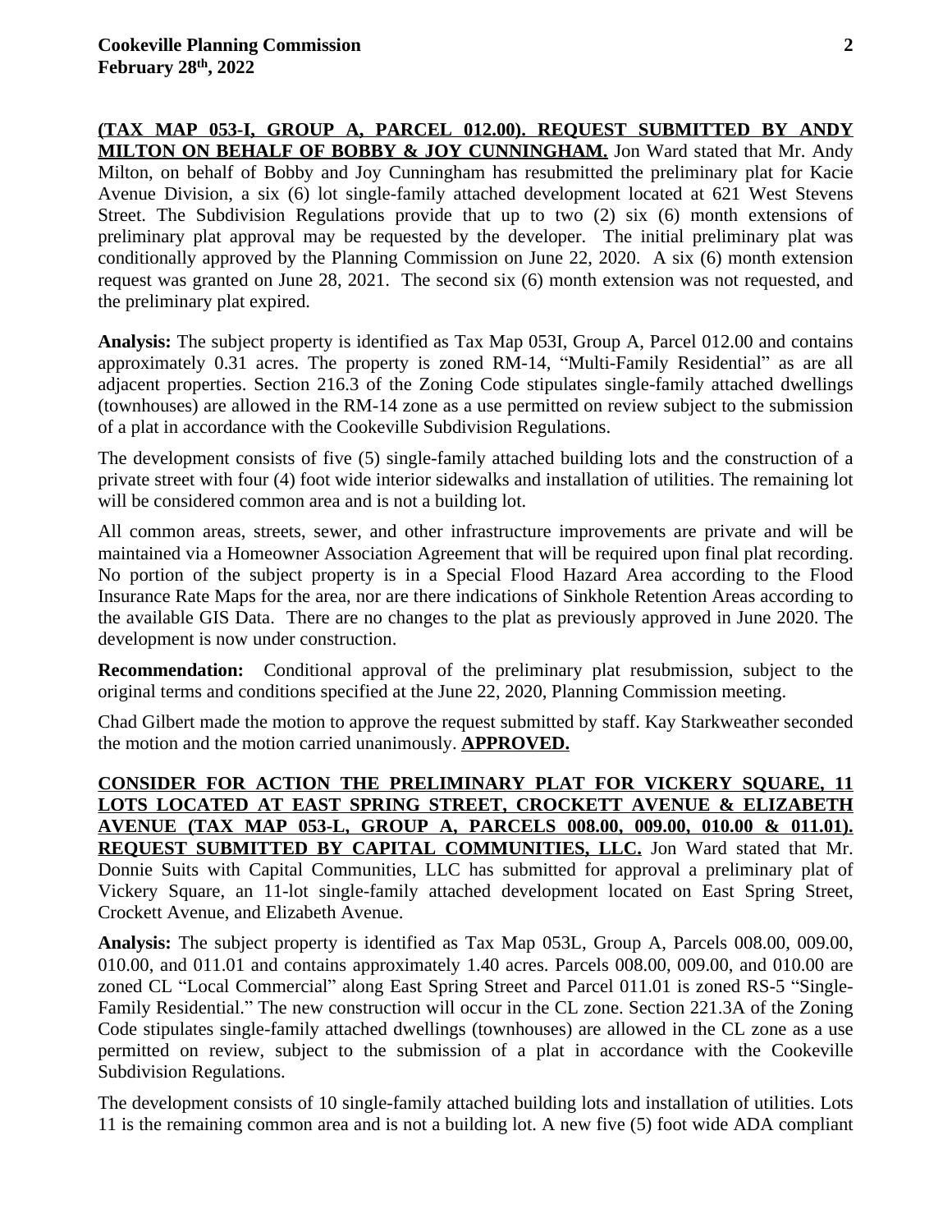**(TAX MAP 053-I, GROUP A, PARCEL 012.00). REQUEST SUBMITTED BY ANDY MILTON ON BEHALF OF BOBBY & JOY CUNNINGHAM.** Jon Ward stated that Mr. Andy Milton, on behalf of Bobby and Joy Cunningham has resubmitted the preliminary plat for Kacie Avenue Division, a six (6) lot single-family attached development located at 621 West Stevens Street. The Subdivision Regulations provide that up to two (2) six (6) month extensions of preliminary plat approval may be requested by the developer. The initial preliminary plat was conditionally approved by the Planning Commission on June 22, 2020. A six (6) month extension request was granted on June 28, 2021. The second six (6) month extension was not requested, and the preliminary plat expired.

**Analysis:** The subject property is identified as Tax Map 053I, Group A, Parcel 012.00 and contains approximately 0.31 acres. The property is zoned RM-14, "Multi-Family Residential" as are all adjacent properties. Section 216.3 of the Zoning Code stipulates single-family attached dwellings (townhouses) are allowed in the RM-14 zone as a use permitted on review subject to the submission of a plat in accordance with the Cookeville Subdivision Regulations.

The development consists of five (5) single-family attached building lots and the construction of a private street with four (4) foot wide interior sidewalks and installation of utilities. The remaining lot will be considered common area and is not a building lot.

All common areas, streets, sewer, and other infrastructure improvements are private and will be maintained via a Homeowner Association Agreement that will be required upon final plat recording. No portion of the subject property is in a Special Flood Hazard Area according to the Flood Insurance Rate Maps for the area, nor are there indications of Sinkhole Retention Areas according to the available GIS Data. There are no changes to the plat as previously approved in June 2020. The development is now under construction.

**Recommendation:** Conditional approval of the preliminary plat resubmission, subject to the original terms and conditions specified at the June 22, 2020, Planning Commission meeting.

Chad Gilbert made the motion to approve the request submitted by staff. Kay Starkweather seconded the motion and the motion carried unanimously. **APPROVED.**

**CONSIDER FOR ACTION THE PRELIMINARY PLAT FOR VICKERY SQUARE, 11 LOTS LOCATED AT EAST SPRING STREET, CROCKETT AVENUE & ELIZABETH AVENUE (TAX MAP 053-L, GROUP A, PARCELS 008.00, 009.00, 010.00 & 011.01). REQUEST SUBMITTED BY CAPITAL COMMUNITIES, LLC.** Jon Ward stated that Mr. Donnie Suits with Capital Communities, LLC has submitted for approval a preliminary plat of Vickery Square, an 11-lot single-family attached development located on East Spring Street, Crockett Avenue, and Elizabeth Avenue.

**Analysis:** The subject property is identified as Tax Map 053L, Group A, Parcels 008.00, 009.00, 010.00, and 011.01 and contains approximately 1.40 acres. Parcels 008.00, 009.00, and 010.00 are zoned CL "Local Commercial" along East Spring Street and Parcel 011.01 is zoned RS-5 "Single-Family Residential." The new construction will occur in the CL zone. Section 221.3A of the Zoning Code stipulates single-family attached dwellings (townhouses) are allowed in the CL zone as a use permitted on review, subject to the submission of a plat in accordance with the Cookeville Subdivision Regulations.

The development consists of 10 single-family attached building lots and installation of utilities. Lots 11 is the remaining common area and is not a building lot. A new five (5) foot wide ADA compliant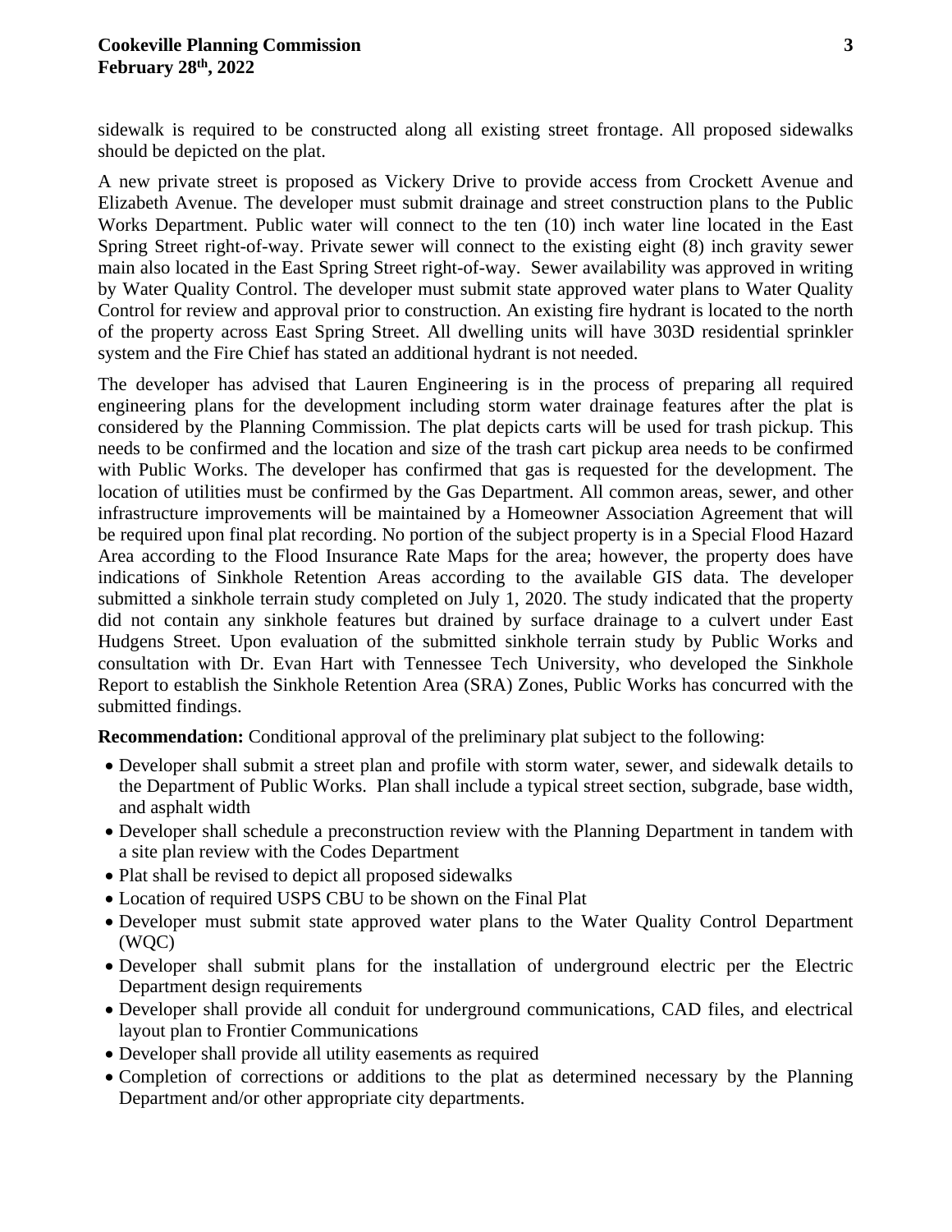sidewalk is required to be constructed along all existing street frontage. All proposed sidewalks should be depicted on the plat.

A new private street is proposed as Vickery Drive to provide access from Crockett Avenue and Elizabeth Avenue. The developer must submit drainage and street construction plans to the Public Works Department. Public water will connect to the ten (10) inch water line located in the East Spring Street right-of-way. Private sewer will connect to the existing eight (8) inch gravity sewer main also located in the East Spring Street right-of-way. Sewer availability was approved in writing by Water Quality Control. The developer must submit state approved water plans to Water Quality Control for review and approval prior to construction. An existing fire hydrant is located to the north of the property across East Spring Street. All dwelling units will have 303D residential sprinkler system and the Fire Chief has stated an additional hydrant is not needed.

The developer has advised that Lauren Engineering is in the process of preparing all required engineering plans for the development including storm water drainage features after the plat is considered by the Planning Commission. The plat depicts carts will be used for trash pickup. This needs to be confirmed and the location and size of the trash cart pickup area needs to be confirmed with Public Works. The developer has confirmed that gas is requested for the development. The location of utilities must be confirmed by the Gas Department. All common areas, sewer, and other infrastructure improvements will be maintained by a Homeowner Association Agreement that will be required upon final plat recording. No portion of the subject property is in a Special Flood Hazard Area according to the Flood Insurance Rate Maps for the area; however, the property does have indications of Sinkhole Retention Areas according to the available GIS data. The developer submitted a sinkhole terrain study completed on July 1, 2020. The study indicated that the property did not contain any sinkhole features but drained by surface drainage to a culvert under East Hudgens Street. Upon evaluation of the submitted sinkhole terrain study by Public Works and consultation with Dr. Evan Hart with Tennessee Tech University, who developed the Sinkhole Report to establish the Sinkhole Retention Area (SRA) Zones, Public Works has concurred with the submitted findings.

**Recommendation:** Conditional approval of the preliminary plat subject to the following:

- Developer shall submit a street plan and profile with storm water, sewer, and sidewalk details to the Department of Public Works. Plan shall include a typical street section, subgrade, base width, and asphalt width
- Developer shall schedule a preconstruction review with the Planning Department in tandem with a site plan review with the Codes Department
- Plat shall be revised to depict all proposed sidewalks
- Location of required USPS CBU to be shown on the Final Plat
- Developer must submit state approved water plans to the Water Quality Control Department (WQC)
- Developer shall submit plans for the installation of underground electric per the Electric Department design requirements
- Developer shall provide all conduit for underground communications, CAD files, and electrical layout plan to Frontier Communications
- Developer shall provide all utility easements as required
- Completion of corrections or additions to the plat as determined necessary by the Planning Department and/or other appropriate city departments.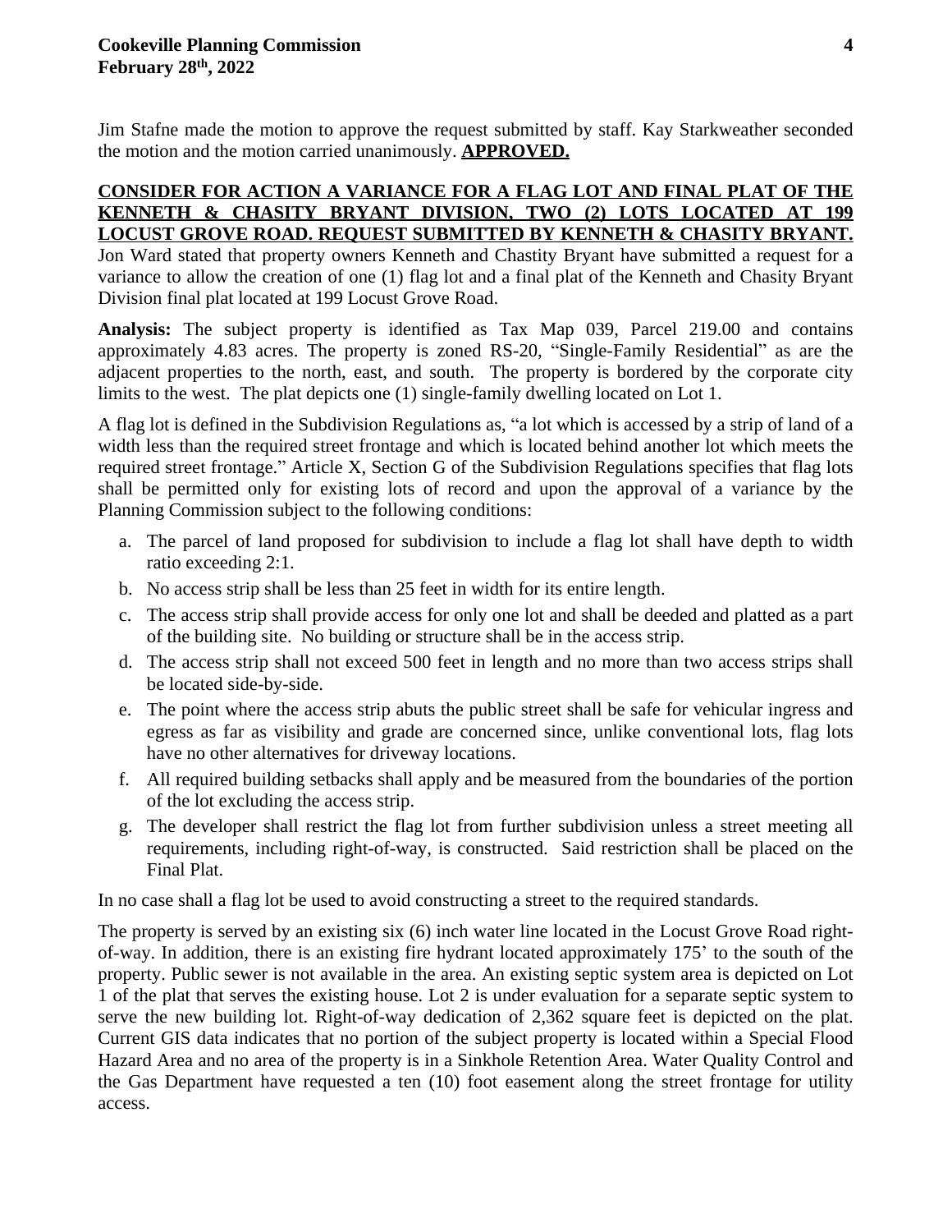Jim Stafne made the motion to approve the request submitted by staff. Kay Starkweather seconded the motion and the motion carried unanimously. **APPROVED.**

**CONSIDER FOR ACTION A VARIANCE FOR A FLAG LOT AND FINAL PLAT OF THE KENNETH & CHASITY BRYANT DIVISION, TWO (2) LOTS LOCATED AT 199 LOCUST GROVE ROAD. REQUEST SUBMITTED BY KENNETH & CHASITY BRYANT.**

Jon Ward stated that property owners Kenneth and Chastity Bryant have submitted a request for a variance to allow the creation of one (1) flag lot and a final plat of the Kenneth and Chasity Bryant Division final plat located at 199 Locust Grove Road.

**Analysis:** The subject property is identified as Tax Map 039, Parcel 219.00 and contains approximately 4.83 acres. The property is zoned RS-20, "Single-Family Residential" as are the adjacent properties to the north, east, and south. The property is bordered by the corporate city limits to the west. The plat depicts one (1) single-family dwelling located on Lot 1.

A flag lot is defined in the Subdivision Regulations as, "a lot which is accessed by a strip of land of a width less than the required street frontage and which is located behind another lot which meets the required street frontage." Article X, Section G of the Subdivision Regulations specifies that flag lots shall be permitted only for existing lots of record and upon the approval of a variance by the Planning Commission subject to the following conditions:

a. The parcel of land proposed for subdivision to include a flag lot shall have depth to width ratio exceeding 2:1.
b. No access strip shall be less than 25 feet in width for its entire length.
c. The access strip shall provide access for only one lot and shall be deeded and platted as a part of the building site. No building or structure shall be in the access strip.
d. The access strip shall not exceed 500 feet in length and no more than two access strips shall be located side-by-side.
e. The point where the access strip abuts the public street shall be safe for vehicular ingress and egress as far as visibility and grade are concerned since, unlike conventional lots, flag lots have no other alternatives for driveway locations.
f. All required building setbacks shall apply and be measured from the boundaries of the portion of the lot excluding the access strip.
g. The developer shall restrict the flag lot from further subdivision unless a street meeting all requirements, including right-of-way, is constructed. Said restriction shall be placed on the Final Plat.

In no case shall a flag lot be used to avoid constructing a street to the required standards.

The property is served by an existing six (6) inch water line located in the Locust Grove Road right-of-way. In addition, there is an existing fire hydrant located approximately 175' to the south of the property. Public sewer is not available in the area. An existing septic system area is depicted on Lot 1 of the plat that serves the existing house. Lot 2 is under evaluation for a separate septic system to serve the new building lot. Right-of-way dedication of 2,362 square feet is depicted on the plat. Current GIS data indicates that no portion of the subject property is located within a Special Flood Hazard Area and no area of the property is in a Sinkhole Retention Area. Water Quality Control and the Gas Department have requested a ten (10) foot easement along the street frontage for utility access.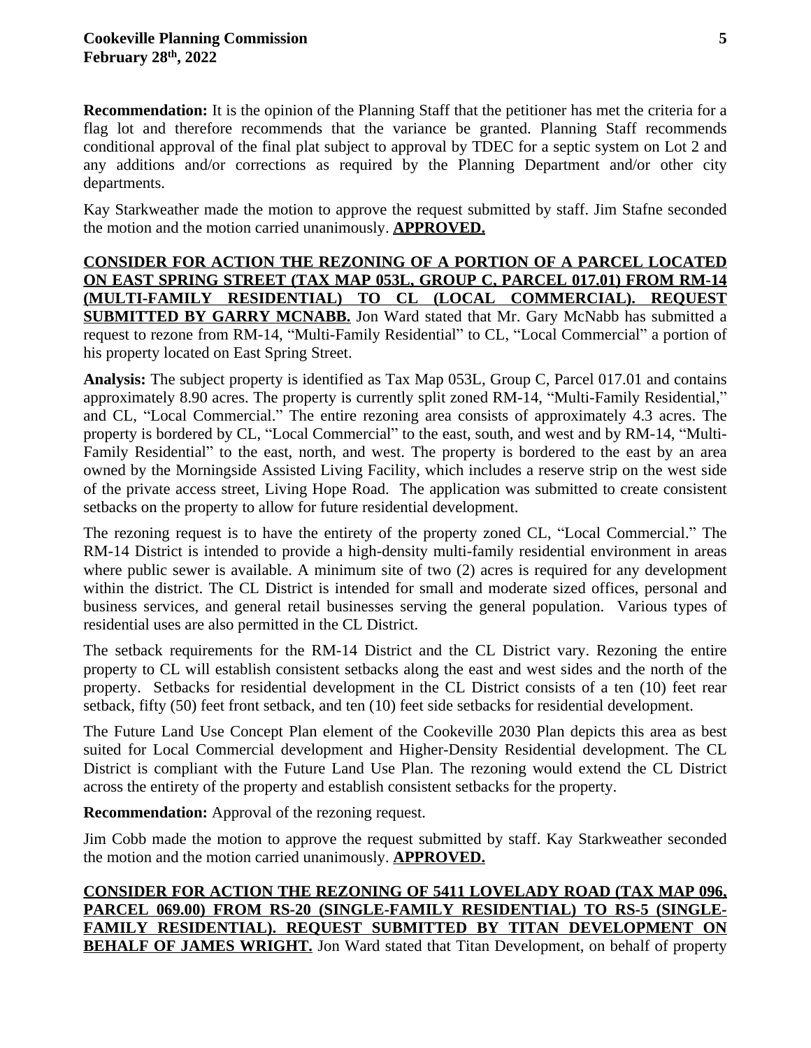**Recommendation:** It is the opinion of the Planning Staff that the petitioner has met the criteria for a flag lot and therefore recommends that the variance be granted. Planning Staff recommends conditional approval of the final plat subject to approval by TDEC for a septic system on Lot 2 and any additions and/or corrections as required by the Planning Department and/or other city departments.

Kay Starkweather made the motion to approve the request submitted by staff. Jim Stafne seconded the motion and the motion carried unanimously. **APPROVED.**

**CONSIDER FOR ACTION THE REZONING OF A PORTION OF A PARCEL LOCATED ON EAST SPRING STREET (TAX MAP 053L, GROUP C, PARCEL 017.01) FROM RM-14 (MULTI-FAMILY RESIDENTIAL) TO CL (LOCAL COMMERCIAL). REQUEST SUBMITTED BY GARRY MCNABB.** Jon Ward stated that Mr. Gary McNabb has submitted a request to rezone from RM-14, "Multi-Family Residential" to CL, "Local Commercial" a portion of his property located on East Spring Street.

**Analysis:** The subject property is identified as Tax Map 053L, Group C, Parcel 017.01 and contains approximately 8.90 acres. The property is currently split zoned RM-14, "Multi-Family Residential," and CL, "Local Commercial." The entire rezoning area consists of approximately 4.3 acres. The property is bordered by CL, "Local Commercial" to the east, south, and west and by RM-14, "Multi-Family Residential" to the east, north, and west. The property is bordered to the east by an area owned by the Morningside Assisted Living Facility, which includes a reserve strip on the west side of the private access street, Living Hope Road. The application was submitted to create consistent setbacks on the property to allow for future residential development.

The rezoning request is to have the entirety of the property zoned CL, "Local Commercial." The RM-14 District is intended to provide a high-density multi-family residential environment in areas where public sewer is available. A minimum site of two (2) acres is required for any development within the district. The CL District is intended for small and moderate sized offices, personal and business services, and general retail businesses serving the general population. Various types of residential uses are also permitted in the CL District.

The setback requirements for the RM-14 District and the CL District vary. Rezoning the entire property to CL will establish consistent setbacks along the east and west sides and the north of the property. Setbacks for residential development in the CL District consists of a ten (10) feet rear setback, fifty (50) feet front setback, and ten (10) feet side setbacks for residential development.

The Future Land Use Concept Plan element of the Cookeville 2030 Plan depicts this area as best suited for Local Commercial development and Higher-Density Residential development. The CL District is compliant with the Future Land Use Plan. The rezoning would extend the CL District across the entirety of the property and establish consistent setbacks for the property.

**Recommendation:** Approval of the rezoning request.

Jim Cobb made the motion to approve the request submitted by staff. Kay Starkweather seconded the motion and the motion carried unanimously. **APPROVED.**

**CONSIDER FOR ACTION THE REZONING OF 5411 LOVELADY ROAD (TAX MAP 096, PARCEL 069.00) FROM RS-20 (SINGLE-FAMILY RESIDENTIAL) TO RS-5 (SINGLE-FAMILY RESIDENTIAL). REQUEST SUBMITTED BY TITAN DEVELOPMENT ON BEHALF OF JAMES WRIGHT.** Jon Ward stated that Titan Development, on behalf of property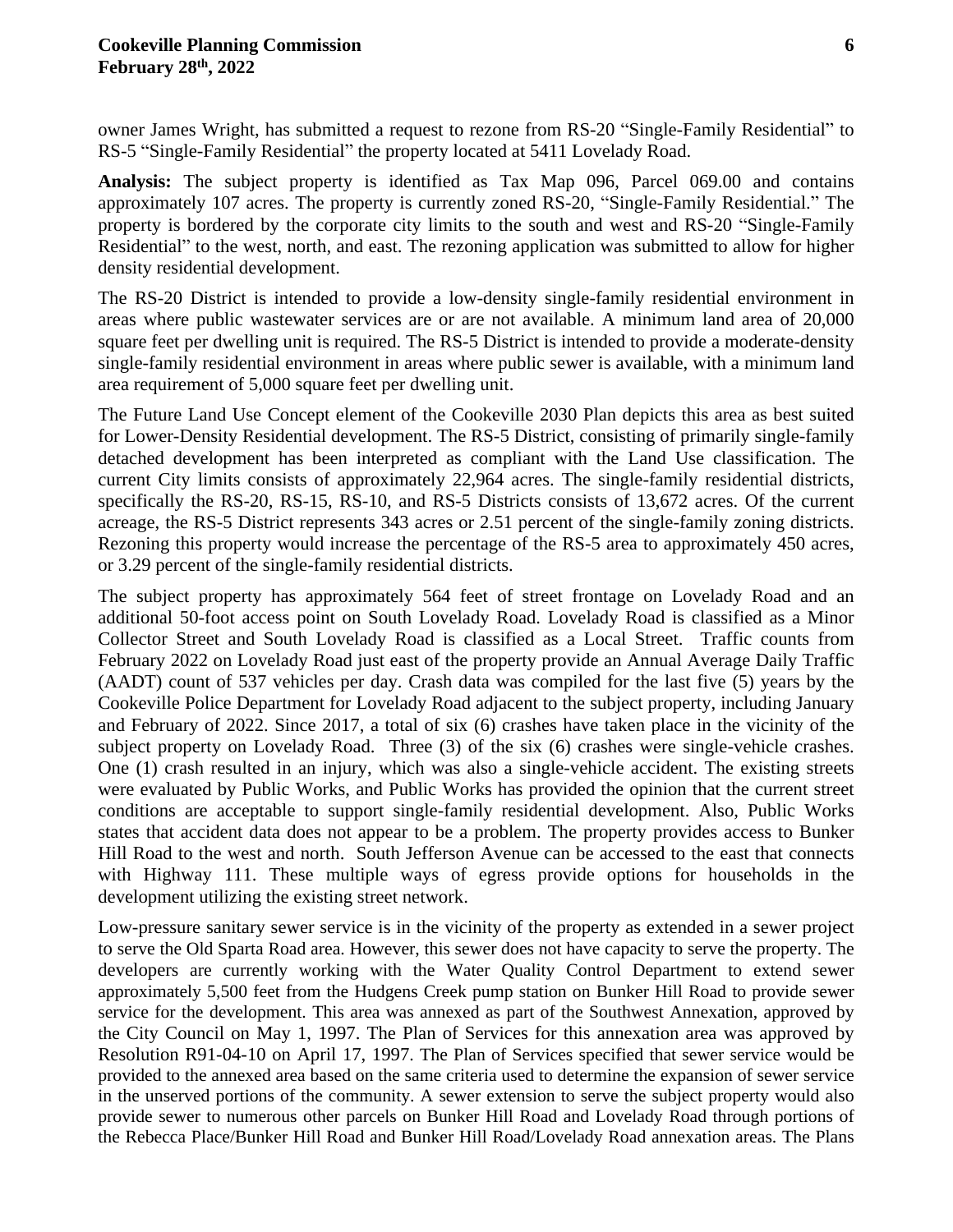owner James Wright, has submitted a request to rezone from RS-20 "Single-Family Residential" to RS-5 "Single-Family Residential" the property located at 5411 Lovelady Road.

**Analysis:** The subject property is identified as Tax Map 096, Parcel 069.00 and contains approximately 107 acres. The property is currently zoned RS-20, "Single-Family Residential." The property is bordered by the corporate city limits to the south and west and RS-20 "Single-Family Residential" to the west, north, and east. The rezoning application was submitted to allow for higher density residential development.

The RS-20 District is intended to provide a low-density single-family residential environment in areas where public wastewater services are or are not available. A minimum land area of 20,000 square feet per dwelling unit is required. The RS-5 District is intended to provide a moderate-density single-family residential environment in areas where public sewer is available, with a minimum land area requirement of 5,000 square feet per dwelling unit.

The Future Land Use Concept element of the Cookeville 2030 Plan depicts this area as best suited for Lower-Density Residential development. The RS-5 District, consisting of primarily single-family detached development has been interpreted as compliant with the Land Use classification. The current City limits consists of approximately 22,964 acres. The single-family residential districts, specifically the RS-20, RS-15, RS-10, and RS-5 Districts consists of 13,672 acres. Of the current acreage, the RS-5 District represents 343 acres or 2.51 percent of the single-family zoning districts. Rezoning this property would increase the percentage of the RS-5 area to approximately 450 acres, or 3.29 percent of the single-family residential districts.

The subject property has approximately 564 feet of street frontage on Lovelady Road and an additional 50-foot access point on South Lovelady Road. Lovelady Road is classified as a Minor Collector Street and South Lovelady Road is classified as a Local Street. Traffic counts from February 2022 on Lovelady Road just east of the property provide an Annual Average Daily Traffic (AADT) count of 537 vehicles per day. Crash data was compiled for the last five (5) years by the Cookeville Police Department for Lovelady Road adjacent to the subject property, including January and February of 2022. Since 2017, a total of six (6) crashes have taken place in the vicinity of the subject property on Lovelady Road. Three (3) of the six (6) crashes were single-vehicle crashes. One (1) crash resulted in an injury, which was also a single-vehicle accident. The existing streets were evaluated by Public Works, and Public Works has provided the opinion that the current street conditions are acceptable to support single-family residential development. Also, Public Works states that accident data does not appear to be a problem. The property provides access to Bunker Hill Road to the west and north. South Jefferson Avenue can be accessed to the east that connects with Highway 111. These multiple ways of egress provide options for households in the development utilizing the existing street network.

Low-pressure sanitary sewer service is in the vicinity of the property as extended in a sewer project to serve the Old Sparta Road area. However, this sewer does not have capacity to serve the property. The developers are currently working with the Water Quality Control Department to extend sewer approximately 5,500 feet from the Hudgens Creek pump station on Bunker Hill Road to provide sewer service for the development. This area was annexed as part of the Southwest Annexation, approved by the City Council on May 1, 1997. The Plan of Services for this annexation area was approved by Resolution R91-04-10 on April 17, 1997. The Plan of Services specified that sewer service would be provided to the annexed area based on the same criteria used to determine the expansion of sewer service in the unserved portions of the community. A sewer extension to serve the subject property would also provide sewer to numerous other parcels on Bunker Hill Road and Lovelady Road through portions of the Rebecca Place/Bunker Hill Road and Bunker Hill Road/Lovelady Road annexation areas. The Plans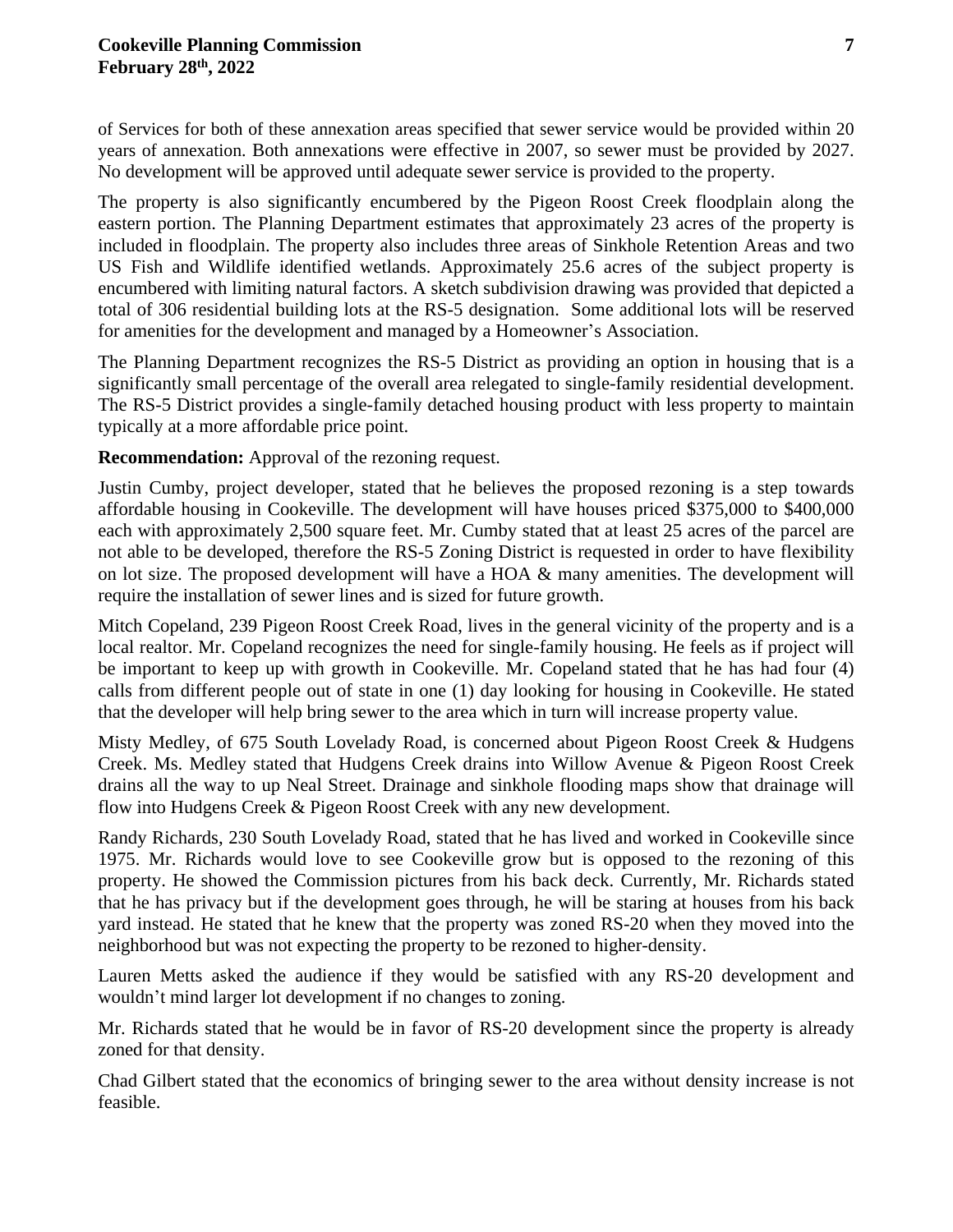of Services for both of these annexation areas specified that sewer service would be provided within 20 years of annexation. Both annexations were effective in 2007, so sewer must be provided by 2027. No development will be approved until adequate sewer service is provided to the property.

The property is also significantly encumbered by the Pigeon Roost Creek floodplain along the eastern portion. The Planning Department estimates that approximately 23 acres of the property is included in floodplain. The property also includes three areas of Sinkhole Retention Areas and two US Fish and Wildlife identified wetlands. Approximately 25.6 acres of the subject property is encumbered with limiting natural factors. A sketch subdivision drawing was provided that depicted a total of 306 residential building lots at the RS-5 designation. Some additional lots will be reserved for amenities for the development and managed by a Homeowner's Association.

The Planning Department recognizes the RS-5 District as providing an option in housing that is a significantly small percentage of the overall area relegated to single-family residential development. The RS-5 District provides a single-family detached housing product with less property to maintain typically at a more affordable price point.

**Recommendation:** Approval of the rezoning request.

Justin Cumby, project developer, stated that he believes the proposed rezoning is a step towards affordable housing in Cookeville. The development will have houses priced $375,000 to $400,000 each with approximately 2,500 square feet. Mr. Cumby stated that at least 25 acres of the parcel are not able to be developed, therefore the RS-5 Zoning District is requested in order to have flexibility on lot size. The proposed development will have a HOA & many amenities. The development will require the installation of sewer lines and is sized for future growth.

Mitch Copeland, 239 Pigeon Roost Creek Road, lives in the general vicinity of the property and is a local realtor. Mr. Copeland recognizes the need for single-family housing. He feels as if project will be important to keep up with growth in Cookeville. Mr. Copeland stated that he has had four (4) calls from different people out of state in one (1) day looking for housing in Cookeville. He stated that the developer will help bring sewer to the area which in turn will increase property value.

Misty Medley, of 675 South Lovelady Road, is concerned about Pigeon Roost Creek & Hudgens Creek. Ms. Medley stated that Hudgens Creek drains into Willow Avenue & Pigeon Roost Creek drains all the way to up Neal Street. Drainage and sinkhole flooding maps show that drainage will flow into Hudgens Creek & Pigeon Roost Creek with any new development.

Randy Richards, 230 South Lovelady Road, stated that he has lived and worked in Cookeville since 1975. Mr. Richards would love to see Cookeville grow but is opposed to the rezoning of this property. He showed the Commission pictures from his back deck. Currently, Mr. Richards stated that he has privacy but if the development goes through, he will be staring at houses from his back yard instead. He stated that he knew that the property was zoned RS-20 when they moved into the neighborhood but was not expecting the property to be rezoned to higher-density.

Lauren Metts asked the audience if they would be satisfied with any RS-20 development and wouldn't mind larger lot development if no changes to zoning.

Mr. Richards stated that he would be in favor of RS-20 development since the property is already zoned for that density.

Chad Gilbert stated that the economics of bringing sewer to the area without density increase is not feasible.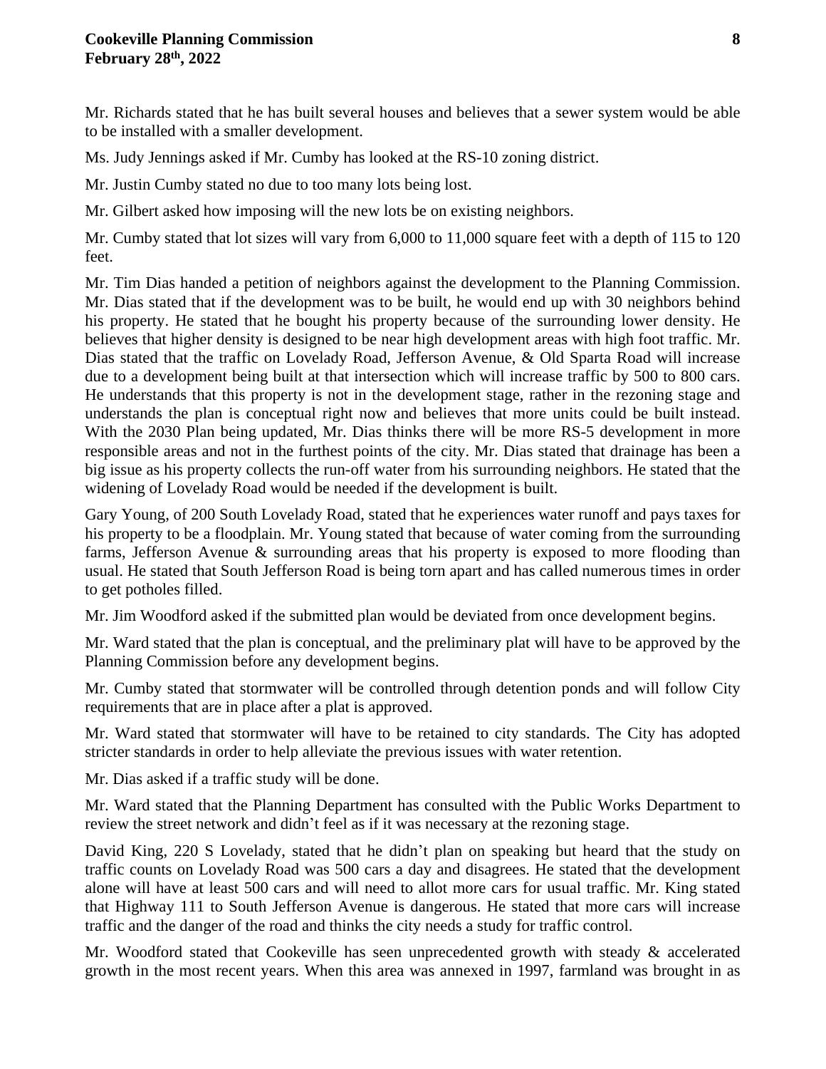Mr. Richards stated that he has built several houses and believes that a sewer system would be able to be installed with a smaller development.

Ms. Judy Jennings asked if Mr. Cumby has looked at the RS-10 zoning district.

Mr. Justin Cumby stated no due to too many lots being lost.

Mr. Gilbert asked how imposing will the new lots be on existing neighbors.

Mr. Cumby stated that lot sizes will vary from 6,000 to 11,000 square feet with a depth of 115 to 120 feet.

Mr. Tim Dias handed a petition of neighbors against the development to the Planning Commission. Mr. Dias stated that if the development was to be built, he would end up with 30 neighbors behind his property. He stated that he bought his property because of the surrounding lower density. He believes that higher density is designed to be near high development areas with high foot traffic. Mr. Dias stated that the traffic on Lovelady Road, Jefferson Avenue, & Old Sparta Road will increase due to a development being built at that intersection which will increase traffic by 500 to 800 cars. He understands that this property is not in the development stage, rather in the rezoning stage and understands the plan is conceptual right now and believes that more units could be built instead. With the 2030 Plan being updated, Mr. Dias thinks there will be more RS-5 development in more responsible areas and not in the furthest points of the city. Mr. Dias stated that drainage has been a big issue as his property collects the run-off water from his surrounding neighbors. He stated that the widening of Lovelady Road would be needed if the development is built.

Gary Young, of 200 South Lovelady Road, stated that he experiences water runoff and pays taxes for his property to be a floodplain. Mr. Young stated that because of water coming from the surrounding farms, Jefferson Avenue & surrounding areas that his property is exposed to more flooding than usual. He stated that South Jefferson Road is being torn apart and has called numerous times in order to get potholes filled.

Mr. Jim Woodford asked if the submitted plan would be deviated from once development begins.

Mr. Ward stated that the plan is conceptual, and the preliminary plat will have to be approved by the Planning Commission before any development begins.

Mr. Cumby stated that stormwater will be controlled through detention ponds and will follow City requirements that are in place after a plat is approved.

Mr. Ward stated that stormwater will have to be retained to city standards. The City has adopted stricter standards in order to help alleviate the previous issues with water retention.

Mr. Dias asked if a traffic study will be done.

Mr. Ward stated that the Planning Department has consulted with the Public Works Department to review the street network and didn't feel as if it was necessary at the rezoning stage.

David King, 220 S Lovelady, stated that he didn't plan on speaking but heard that the study on traffic counts on Lovelady Road was 500 cars a day and disagrees. He stated that the development alone will have at least 500 cars and will need to allot more cars for usual traffic. Mr. King stated that Highway 111 to South Jefferson Avenue is dangerous. He stated that more cars will increase traffic and the danger of the road and thinks the city needs a study for traffic control.

Mr. Woodford stated that Cookeville has seen unprecedented growth with steady & accelerated growth in the most recent years. When this area was annexed in 1997, farmland was brought in as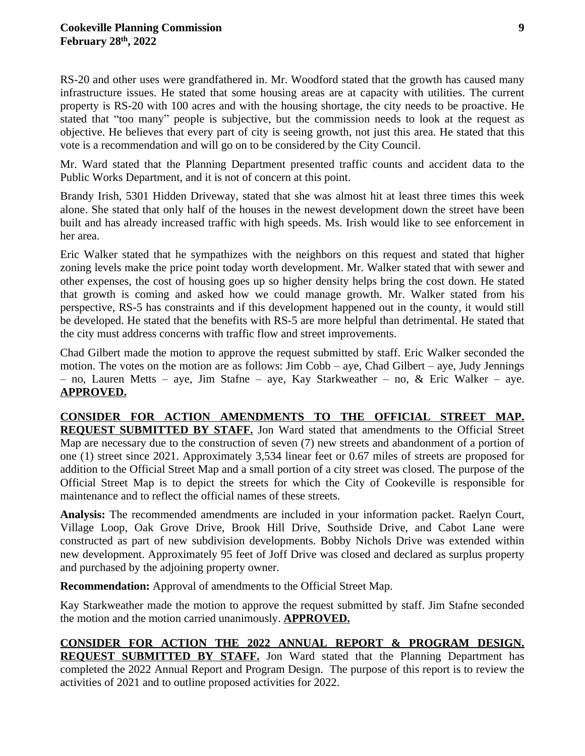RS-20 and other uses were grandfathered in. Mr. Woodford stated that the growth has caused many infrastructure issues. He stated that some housing areas are at capacity with utilities. The current property is RS-20 with 100 acres and with the housing shortage, the city needs to be proactive. He stated that "too many" people is subjective, but the commission needs to look at the request as objective. He believes that every part of city is seeing growth, not just this area. He stated that this vote is a recommendation and will go on to be considered by the City Council.

Mr. Ward stated that the Planning Department presented traffic counts and accident data to the Public Works Department, and it is not of concern at this point.

Brandy Irish, 5301 Hidden Driveway, stated that she was almost hit at least three times this week alone. She stated that only half of the houses in the newest development down the street have been built and has already increased traffic with high speeds. Ms. Irish would like to see enforcement in her area.

Eric Walker stated that he sympathizes with the neighbors on this request and stated that higher zoning levels make the price point today worth development. Mr. Walker stated that with sewer and other expenses, the cost of housing goes up so higher density helps bring the cost down. He stated that growth is coming and asked how we could manage growth. Mr. Walker stated from his perspective, RS-5 has constraints and if this development happened out in the county, it would still be developed. He stated that the benefits with RS-5 are more helpful than detrimental. He stated that the city must address concerns with traffic flow and street improvements.

Chad Gilbert made the motion to approve the request submitted by staff. Eric Walker seconded the motion. The votes on the motion are as follows: Jim Cobb – aye, Chad Gilbert – aye, Judy Jennings – no, Lauren Metts – aye, Jim Stafne – aye, Kay Starkweather – no, & Eric Walker – aye. **APPROVED.**

**CONSIDER FOR ACTION AMENDMENTS TO THE OFFICIAL STREET MAP. REQUEST SUBMITTED BY STAFF.** Jon Ward stated that amendments to the Official Street Map are necessary due to the construction of seven (7) new streets and abandonment of a portion of one (1) street since 2021. Approximately 3,534 linear feet or 0.67 miles of streets are proposed for addition to the Official Street Map and a small portion of a city street was closed. The purpose of the Official Street Map is to depict the streets for which the City of Cookeville is responsible for maintenance and to reflect the official names of these streets.

**Analysis:** The recommended amendments are included in your information packet. Raelyn Court, Village Loop, Oak Grove Drive, Brook Hill Drive, Southside Drive, and Cabot Lane were constructed as part of new subdivision developments. Bobby Nichols Drive was extended within new development. Approximately 95 feet of Joff Drive was closed and declared as surplus property and purchased by the adjoining property owner.

**Recommendation:** Approval of amendments to the Official Street Map.

Kay Starkweather made the motion to approve the request submitted by staff. Jim Stafne seconded the motion and the motion carried unanimously. **APPROVED.**

**CONSIDER FOR ACTION THE 2022 ANNUAL REPORT & PROGRAM DESIGN. REQUEST SUBMITTED BY STAFF.** Jon Ward stated that the Planning Department has completed the 2022 Annual Report and Program Design. The purpose of this report is to review the activities of 2021 and to outline proposed activities for 2022.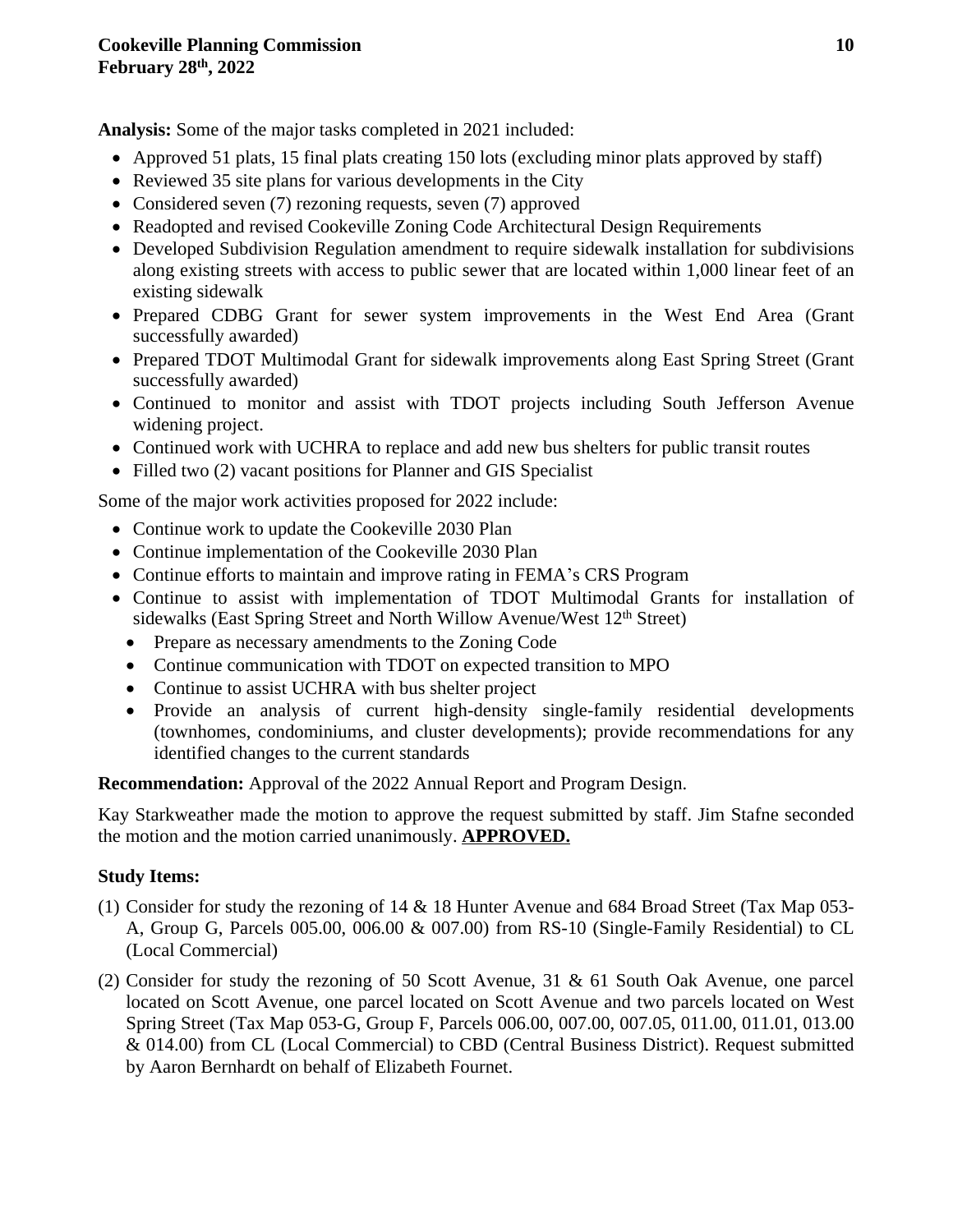**Analysis:** Some of the major tasks completed in 2021 included:

- Approved 51 plats, 15 final plats creating 150 lots (excluding minor plats approved by staff)
- Reviewed 35 site plans for various developments in the City
- Considered seven (7) rezoning requests, seven (7) approved
- Readopted and revised Cookeville Zoning Code Architectural Design Requirements
- Developed Subdivision Regulation amendment to require sidewalk installation for subdivisions along existing streets with access to public sewer that are located within 1,000 linear feet of an existing sidewalk
- Prepared CDBG Grant for sewer system improvements in the West End Area (Grant successfully awarded)
- Prepared TDOT Multimodal Grant for sidewalk improvements along East Spring Street (Grant successfully awarded)
- Continued to monitor and assist with TDOT projects including South Jefferson Avenue widening project.
- Continued work with UCHRA to replace and add new bus shelters for public transit routes
- Filled two (2) vacant positions for Planner and GIS Specialist

Some of the major work activities proposed for 2022 include:

- Continue work to update the Cookeville 2030 Plan
- Continue implementation of the Cookeville 2030 Plan
- Continue efforts to maintain and improve rating in FEMA's CRS Program
- Continue to assist with implementation of TDOT Multimodal Grants for installation of sidewalks (East Spring Street and North Willow Avenue/West 12th Street)
  - Prepare as necessary amendments to the Zoning Code
  - Continue communication with TDOT on expected transition to MPO
  - Continue to assist UCHRA with bus shelter project
  - Provide an analysis of current high-density single-family residential developments (townhomes, condominiums, and cluster developments); provide recommendations for any identified changes to the current standards

**Recommendation:** Approval of the 2022 Annual Report and Program Design.

Kay Starkweather made the motion to approve the request submitted by staff. Jim Stafne seconded the motion and the motion carried unanimously. **APPROVED.**

**Study Items:**

(1) Consider for study the rezoning of 14 & 18 Hunter Avenue and 684 Broad Street (Tax Map 053-A, Group G, Parcels 005.00, 006.00 & 007.00) from RS-10 (Single-Family Residential) to CL (Local Commercial)

(2) Consider for study the rezoning of 50 Scott Avenue, 31 & 61 South Oak Avenue, one parcel located on Scott Avenue, one parcel located on Scott Avenue and two parcels located on West Spring Street (Tax Map 053-G, Group F, Parcels 006.00, 007.00, 007.05, 011.00, 011.01, 013.00 & 014.00) from CL (Local Commercial) to CBD (Central Business District). Request submitted by Aaron Bernhardt on behalf of Elizabeth Fournet.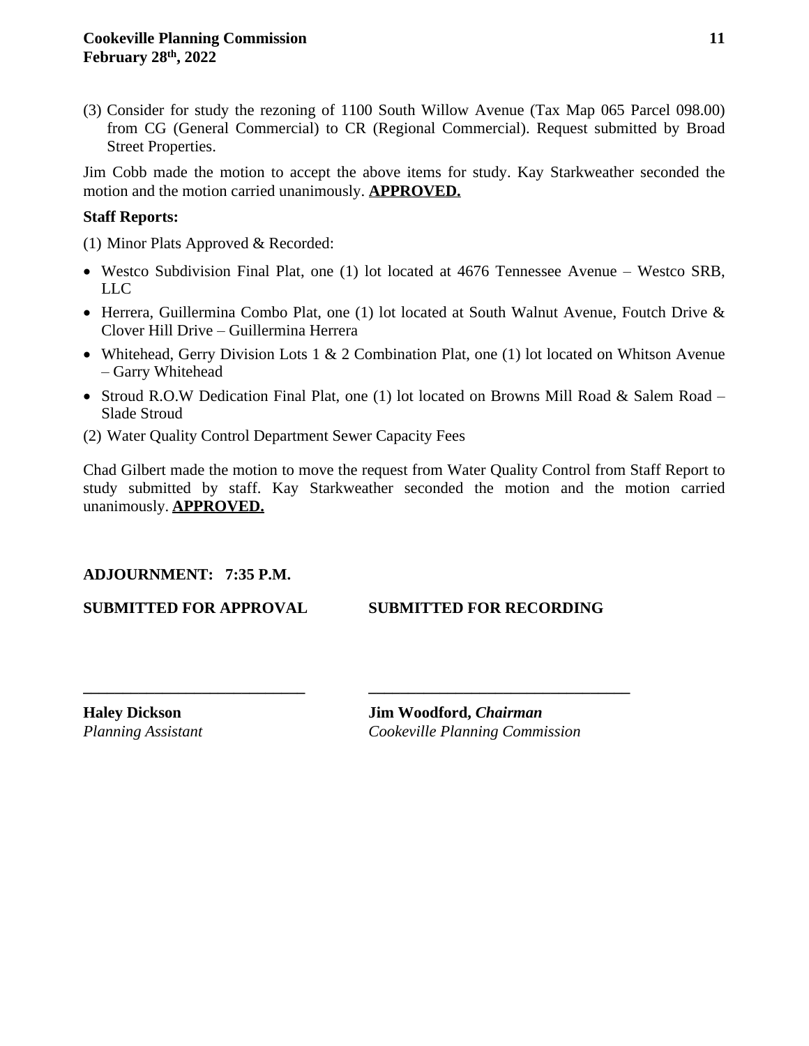(3) Consider for study the rezoning of 1100 South Willow Avenue (Tax Map 065 Parcel 098.00) from CG (General Commercial) to CR (Regional Commercial). Request submitted by Broad Street Properties.

Jim Cobb made the motion to accept the above items for study. Kay Starkweather seconded the motion and the motion carried unanimously. **APPROVED.**

**Staff Reports:**

(1) Minor Plats Approved & Recorded:

- Westco Subdivision Final Plat, one (1) lot located at 4676 Tennessee Avenue – Westco SRB, LLC
- Herrera, Guillermina Combo Plat, one (1) lot located at South Walnut Avenue, Foutch Drive & Clover Hill Drive – Guillermina Herrera
- Whitehead, Gerry Division Lots 1 & 2 Combination Plat, one (1) lot located on Whitson Avenue – Garry Whitehead
- Stroud R.O.W Dedication Final Plat, one (1) lot located on Browns Mill Road & Salem Road – Slade Stroud

(2) Water Quality Control Department Sewer Capacity Fees

Chad Gilbert made the motion to move the request from Water Quality Control from Staff Report to study submitted by staff. Kay Starkweather seconded the motion and the motion carried unanimously. **APPROVED.**

**ADJOURNMENT: 7:35 P.M.**

**SUBMITTED FOR APPROVAL** **SUBMITTED FOR RECORDING**

______________________________ ______________________________

**Haley Dickson**
*Planning Assistant*

**Jim Woodford,** ***Chairman***
*Cookeville Planning Commission*